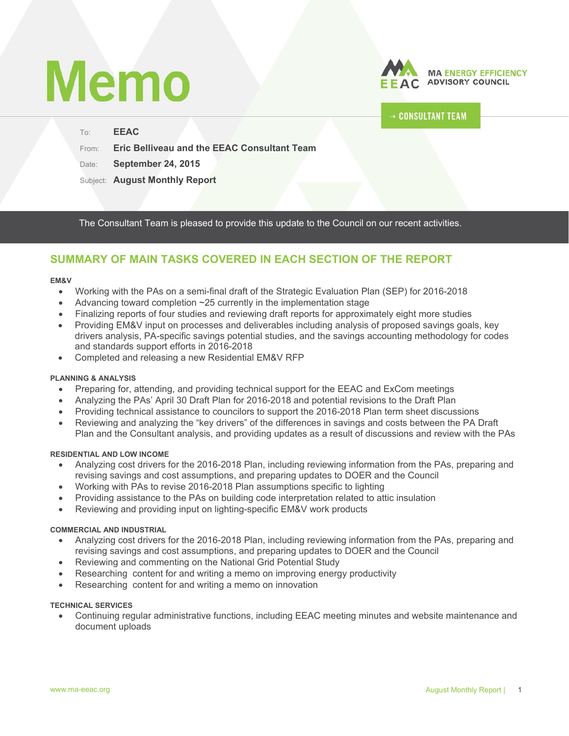# Memo

MA ENERGY EFFICIENCY ADVISORY COUNCIL

→ CONSULTANT TEAM

To: **EEAC**

From: **Eric Belliveau and the EEAC Consultant Team**

Date: **September 24, 2015**

Subject: **August Monthly Report**

The Consultant Team is pleased to provide this update to the Council on our recent activities.

## SUMMARY OF MAIN TASKS COVERED IN EACH SECTION OF THE REPORT

**EM&V**

- Working with the PAs on a semi-final draft of the Strategic Evaluation Plan (SEP) for 2016-2018
- Advancing toward completion ~25 currently in the implementation stage
- Finalizing reports of four studies and reviewing draft reports for approximately eight more studies
- Providing EM&V input on processes and deliverables including analysis of proposed savings goals, key drivers analysis, PA-specific savings potential studies, and the savings accounting methodology for codes and standards support efforts in 2016-2018
- Completed and releasing a new Residential EM&V RFP

**PLANNING & ANALYSIS**

- Preparing for, attending, and providing technical support for the EEAC and ExCom meetings
- Analyzing the PAs' April 30 Draft Plan for 2016-2018 and potential revisions to the Draft Plan
- Providing technical assistance to councilors to support the 2016-2018 Plan term sheet discussions
- Reviewing and analyzing the "key drivers" of the differences in savings and costs between the PA Draft Plan and the Consultant analysis, and providing updates as a result of discussions and review with the PAs

**RESIDENTIAL AND LOW INCOME**

- Analyzing cost drivers for the 2016-2018 Plan, including reviewing information from the PAs, preparing and revising savings and cost assumptions, and preparing updates to DOER and the Council
- Working with PAs to revise 2016-2018 Plan assumptions specific to lighting
- Providing assistance to the PAs on building code interpretation related to attic insulation
- Reviewing and providing input on lighting-specific EM&V work products

**COMMERCIAL AND INDUSTRIAL**

- Analyzing cost drivers for the 2016-2018 Plan, including reviewing information from the PAs, preparing and revising savings and cost assumptions, and preparing updates to DOER and the Council
- Reviewing and commenting on the National Grid Potential Study
- Researching content for and writing a memo on improving energy productivity
- Researching content for and writing a memo on innovation

**TECHNICAL SERVICES**

- Continuing regular administrative functions, including EEAC meeting minutes and website maintenance and document uploads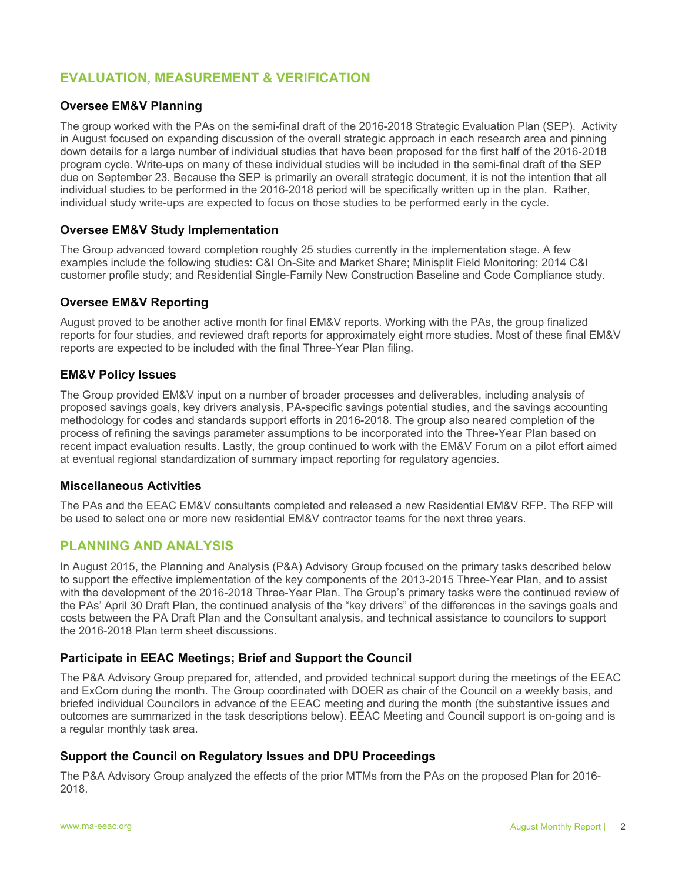## EVALUATION, MEASUREMENT & VERIFICATION

### Oversee EM&V Planning

The group worked with the PAs on the semi-final draft of the 2016-2018 Strategic Evaluation Plan (SEP). Activity in August focused on expanding discussion of the overall strategic approach in each research area and pinning down details for a large number of individual studies that have been proposed for the first half of the 2016-2018 program cycle. Write-ups on many of these individual studies will be included in the semi-final draft of the SEP due on September 23. Because the SEP is primarily an overall strategic document, it is not the intention that all individual studies to be performed in the 2016-2018 period will be specifically written up in the plan. Rather, individual study write-ups are expected to focus on those studies to be performed early in the cycle.

### Oversee EM&V Study Implementation

The Group advanced toward completion roughly 25 studies currently in the implementation stage. A few examples include the following studies: C&I On-Site and Market Share; Minisplit Field Monitoring; 2014 C&I customer profile study; and Residential Single-Family New Construction Baseline and Code Compliance study.

### Oversee EM&V Reporting

August proved to be another active month for final EM&V reports. Working with the PAs, the group finalized reports for four studies, and reviewed draft reports for approximately eight more studies. Most of these final EM&V reports are expected to be included with the final Three-Year Plan filing.

### EM&V Policy Issues

The Group provided EM&V input on a number of broader processes and deliverables, including analysis of proposed savings goals, key drivers analysis, PA-specific savings potential studies, and the savings accounting methodology for codes and standards support efforts in 2016-2018. The group also neared completion of the process of refining the savings parameter assumptions to be incorporated into the Three-Year Plan based on recent impact evaluation results. Lastly, the group continued to work with the EM&V Forum on a pilot effort aimed at eventual regional standardization of summary impact reporting for regulatory agencies.

### Miscellaneous Activities

The PAs and the EEAC EM&V consultants completed and released a new Residential EM&V RFP. The RFP will be used to select one or more new residential EM&V contractor teams for the next three years.

## PLANNING AND ANALYSIS

In August 2015, the Planning and Analysis (P&A) Advisory Group focused on the primary tasks described below to support the effective implementation of the key components of the 2013-2015 Three-Year Plan, and to assist with the development of the 2016-2018 Three-Year Plan. The Group's primary tasks were the continued review of the PAs' April 30 Draft Plan, the continued analysis of the "key drivers" of the differences in the savings goals and costs between the PA Draft Plan and the Consultant analysis, and technical assistance to councilors to support the 2016-2018 Plan term sheet discussions.

### Participate in EEAC Meetings; Brief and Support the Council

The P&A Advisory Group prepared for, attended, and provided technical support during the meetings of the EEAC and ExCom during the month. The Group coordinated with DOER as chair of the Council on a weekly basis, and briefed individual Councilors in advance of the EEAC meeting and during the month (the substantive issues and outcomes are summarized in the task descriptions below). EEAC Meeting and Council support is on-going and is a regular monthly task area.

### Support the Council on Regulatory Issues and DPU Proceedings

The P&A Advisory Group analyzed the effects of the prior MTMs from the PAs on the proposed Plan for 2016-2018.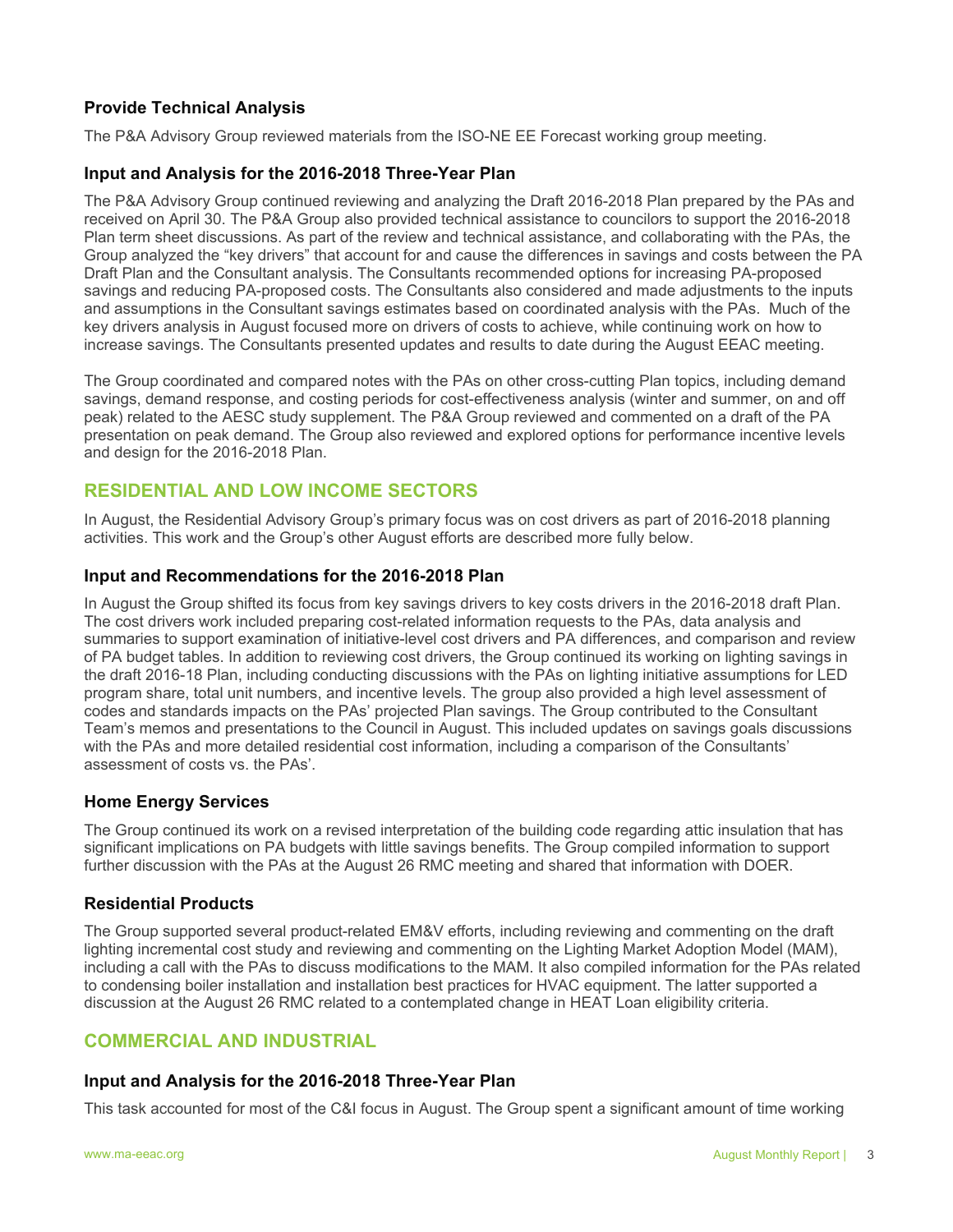### Provide Technical Analysis

The P&A Advisory Group reviewed materials from the ISO-NE EE Forecast working group meeting.

### Input and Analysis for the 2016-2018 Three-Year Plan

The P&A Advisory Group continued reviewing and analyzing the Draft 2016-2018 Plan prepared by the PAs and received on April 30. The P&A Group also provided technical assistance to councilors to support the 2016-2018 Plan term sheet discussions. As part of the review and technical assistance, and collaborating with the PAs, the Group analyzed the "key drivers" that account for and cause the differences in savings and costs between the PA Draft Plan and the Consultant analysis. The Consultants recommended options for increasing PA-proposed savings and reducing PA-proposed costs. The Consultants also considered and made adjustments to the inputs and assumptions in the Consultant savings estimates based on coordinated analysis with the PAs. Much of the key drivers analysis in August focused more on drivers of costs to achieve, while continuing work on how to increase savings. The Consultants presented updates and results to date during the August EEAC meeting.

The Group coordinated and compared notes with the PAs on other cross-cutting Plan topics, including demand savings, demand response, and costing periods for cost-effectiveness analysis (winter and summer, on and off peak) related to the AESC study supplement. The P&A Group reviewed and commented on a draft of the PA presentation on peak demand. The Group also reviewed and explored options for performance incentive levels and design for the 2016-2018 Plan.

## RESIDENTIAL AND LOW INCOME SECTORS

In August, the Residential Advisory Group's primary focus was on cost drivers as part of 2016-2018 planning activities. This work and the Group's other August efforts are described more fully below.

### Input and Recommendations for the 2016-2018 Plan

In August the Group shifted its focus from key savings drivers to key costs drivers in the 2016-2018 draft Plan. The cost drivers work included preparing cost-related information requests to the PAs, data analysis and summaries to support examination of initiative-level cost drivers and PA differences, and comparison and review of PA budget tables. In addition to reviewing cost drivers, the Group continued its working on lighting savings in the draft 2016-18 Plan, including conducting discussions with the PAs on lighting initiative assumptions for LED program share, total unit numbers, and incentive levels. The group also provided a high level assessment of codes and standards impacts on the PAs' projected Plan savings. The Group contributed to the Consultant Team's memos and presentations to the Council in August. This included updates on savings goals discussions with the PAs and more detailed residential cost information, including a comparison of the Consultants' assessment of costs vs. the PAs'.

### Home Energy Services

The Group continued its work on a revised interpretation of the building code regarding attic insulation that has significant implications on PA budgets with little savings benefits. The Group compiled information to support further discussion with the PAs at the August 26 RMC meeting and shared that information with DOER.

### Residential Products

The Group supported several product-related EM&V efforts, including reviewing and commenting on the draft lighting incremental cost study and reviewing and commenting on the Lighting Market Adoption Model (MAM), including a call with the PAs to discuss modifications to the MAM. It also compiled information for the PAs related to condensing boiler installation and installation best practices for HVAC equipment. The latter supported a discussion at the August 26 RMC related to a contemplated change in HEAT Loan eligibility criteria.

## COMMERCIAL AND INDUSTRIAL

### Input and Analysis for the 2016-2018 Three-Year Plan

This task accounted for most of the C&I focus in August. The Group spent a significant amount of time working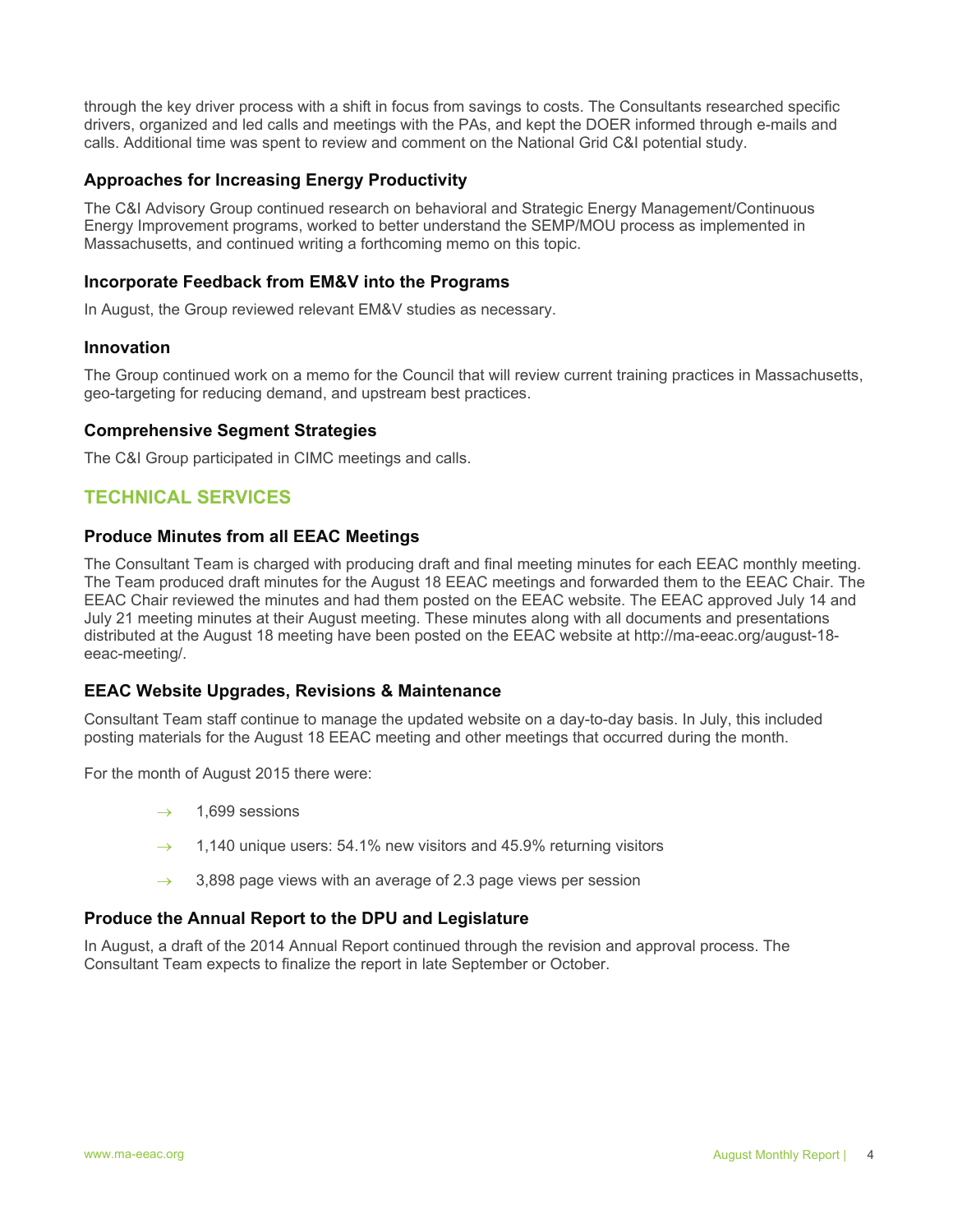through the key driver process with a shift in focus from savings to costs. The Consultants researched specific drivers, organized and led calls and meetings with the PAs, and kept the DOER informed through e-mails and calls. Additional time was spent to review and comment on the National Grid C&I potential study.

### Approaches for Increasing Energy Productivity

The C&I Advisory Group continued research on behavioral and Strategic Energy Management/Continuous Energy Improvement programs, worked to better understand the SEMP/MOU process as implemented in Massachusetts, and continued writing a forthcoming memo on this topic.

### Incorporate Feedback from EM&V into the Programs

In August, the Group reviewed relevant EM&V studies as necessary.

### Innovation

The Group continued work on a memo for the Council that will review current training practices in Massachusetts, geo-targeting for reducing demand, and upstream best practices.

### Comprehensive Segment Strategies

The C&I Group participated in CIMC meetings and calls.

## TECHNICAL SERVICES

### Produce Minutes from all EEAC Meetings

The Consultant Team is charged with producing draft and final meeting minutes for each EEAC monthly meeting. The Team produced draft minutes for the August 18 EEAC meetings and forwarded them to the EEAC Chair. The EEAC Chair reviewed the minutes and had them posted on the EEAC website. The EEAC approved July 14 and July 21 meeting minutes at their August meeting. These minutes along with all documents and presentations distributed at the August 18 meeting have been posted on the EEAC website at http://ma-eeac.org/august-18-eeac-meeting/.

### EEAC Website Upgrades, Revisions & Maintenance

Consultant Team staff continue to manage the updated website on a day-to-day basis. In July, this included posting materials for the August 18 EEAC meeting and other meetings that occurred during the month.

For the month of August 2015 there were:

→ 1,699 sessions

→ 1,140 unique users: 54.1% new visitors and 45.9% returning visitors

→ 3,898 page views with an average of 2.3 page views per session

### Produce the Annual Report to the DPU and Legislature

In August, a draft of the 2014 Annual Report continued through the revision and approval process. The Consultant Team expects to finalize the report in late September or October.